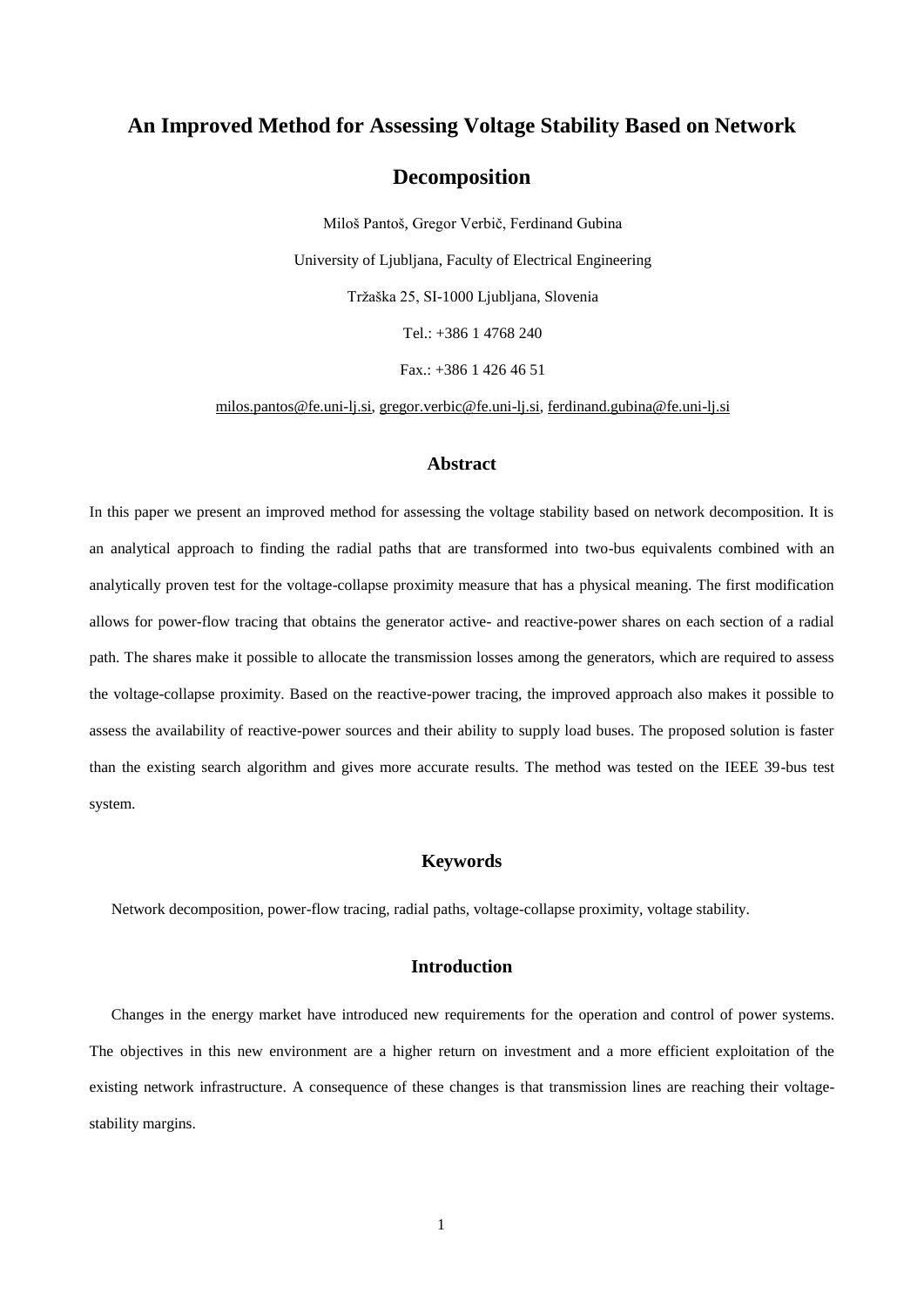# An Improved Method for Assessing Voltage Stability Based on Network Decomposition

Miloš Pantoš, Gregor Verbič, Ferdinand Gubina

University of Ljubljana, Faculty of Electrical Engineering

Tržaška 25, SI-1000 Ljubljana, Slovenia

Tel.: +386 1 4768 240

Fax.: +386 1 426 46 51

milos.pantos@fe.uni-lj.si, gregor.verbic@fe.uni-lj.si, ferdinand.gubina@fe.uni-lj.si

## Abstract

In this paper we present an improved method for assessing the voltage stability based on network decomposition. It is an analytical approach to finding the radial paths that are transformed into two-bus equivalents combined with an analytically proven test for the voltage-collapse proximity measure that has a physical meaning. The first modification allows for power-flow tracing that obtains the generator active- and reactive-power shares on each section of a radial path. The shares make it possible to allocate the transmission losses among the generators, which are required to assess the voltage-collapse proximity. Based on the reactive-power tracing, the improved approach also makes it possible to assess the availability of reactive-power sources and their ability to supply load buses. The proposed solution is faster than the existing search algorithm and gives more accurate results. The method was tested on the IEEE 39-bus test system.

## Keywords

Network decomposition, power-flow tracing, radial paths, voltage-collapse proximity, voltage stability.

## Introduction

Changes in the energy market have introduced new requirements for the operation and control of power systems. The objectives in this new environment are a higher return on investment and a more efficient exploitation of the existing network infrastructure. A consequence of these changes is that transmission lines are reaching their voltage-stability margins.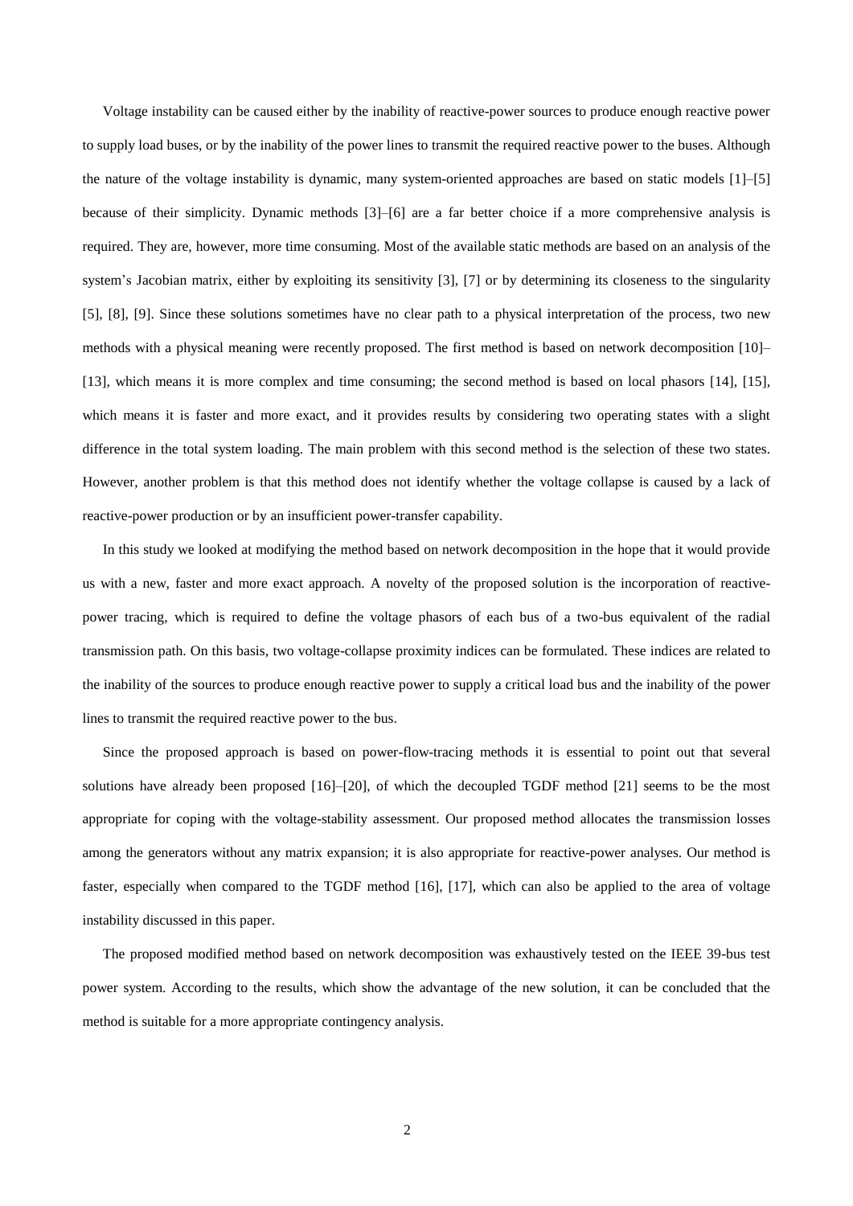Voltage instability can be caused either by the inability of reactive-power sources to produce enough reactive power to supply load buses, or by the inability of the power lines to transmit the required reactive power to the buses. Although the nature of the voltage instability is dynamic, many system-oriented approaches are based on static models [1]–[5] because of their simplicity. Dynamic methods [3]–[6] are a far better choice if a more comprehensive analysis is required. They are, however, more time consuming. Most of the available static methods are based on an analysis of the system's Jacobian matrix, either by exploiting its sensitivity [3], [7] or by determining its closeness to the singularity [5], [8], [9]. Since these solutions sometimes have no clear path to a physical interpretation of the process, two new methods with a physical meaning were recently proposed. The first method is based on network decomposition [10]–[13], which means it is more complex and time consuming; the second method is based on local phasors [14], [15], which means it is faster and more exact, and it provides results by considering two operating states with a slight difference in the total system loading. The main problem with this second method is the selection of these two states. However, another problem is that this method does not identify whether the voltage collapse is caused by a lack of reactive-power production or by an insufficient power-transfer capability.

In this study we looked at modifying the method based on network decomposition in the hope that it would provide us with a new, faster and more exact approach. A novelty of the proposed solution is the incorporation of reactive-power tracing, which is required to define the voltage phasors of each bus of a two-bus equivalent of the radial transmission path. On this basis, two voltage-collapse proximity indices can be formulated. These indices are related to the inability of the sources to produce enough reactive power to supply a critical load bus and the inability of the power lines to transmit the required reactive power to the bus.

Since the proposed approach is based on power-flow-tracing methods it is essential to point out that several solutions have already been proposed [16]–[20], of which the decoupled TGDF method [21] seems to be the most appropriate for coping with the voltage-stability assessment. Our proposed method allocates the transmission losses among the generators without any matrix expansion; it is also appropriate for reactive-power analyses. Our method is faster, especially when compared to the TGDF method [16], [17], which can also be applied to the area of voltage instability discussed in this paper.

The proposed modified method based on network decomposition was exhaustively tested on the IEEE 39-bus test power system. According to the results, which show the advantage of the new solution, it can be concluded that the method is suitable for a more appropriate contingency analysis.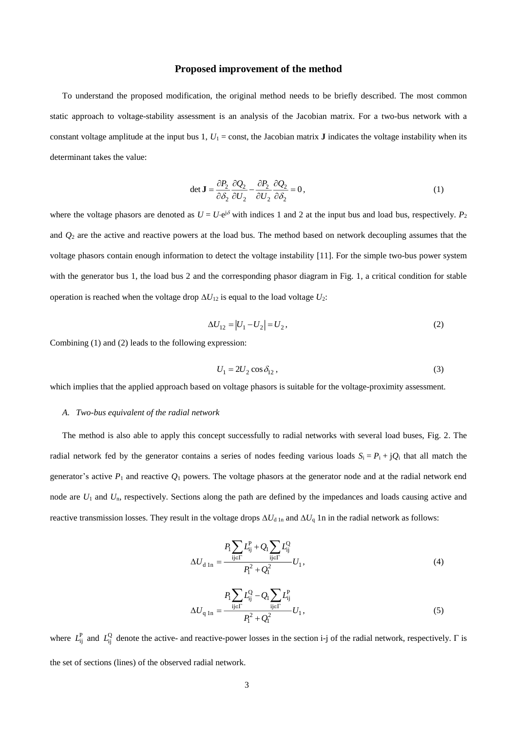## Proposed improvement of the method

To understand the proposed modification, the original method needs to be briefly described. The most common static approach to voltage-stability assessment is an analysis of the Jacobian matrix. For a two-bus network with a constant voltage amplitude at the input bus 1, $U_1$ = const, the Jacobian matrix **J** indicates the voltage instability when its determinant takes the value:

$$\det \mathbf{J} = \frac{\partial P_2}{\partial \delta_2}\frac{\partial Q_2}{\partial U_2} - \frac{\partial P_2}{\partial U_2}\frac{\partial Q_2}{\partial \delta_2} = 0\,, \tag{1}$$

where the voltage phasors are denoted as $U = U{\cdot}\mathrm{e}^{\mathrm{j}\delta}$ with indices 1 and 2 at the input bus and load bus, respectively. $P_2$ and $Q_2$ are the active and reactive powers at the load bus. The method based on network decoupling assumes that the voltage phasors contain enough information to detect the voltage instability [11]. For the simple two-bus power system with the generator bus 1, the load bus 2 and the corresponding phasor diagram in Fig. 1, a critical condition for stable operation is reached when the voltage drop $\Delta U_{12}$ is equal to the load voltage $U_2$:

$$\Delta U_{12} = \left| U_1 - U_2 \right| = U_2\,, \tag{2}$$

Combining (1) and (2) leads to the following expression:

$$U_1 = 2U_2 \cos \delta_{12}\,, \tag{3}$$

which implies that the applied approach based on voltage phasors is suitable for the voltage-proximity assessment.

### *A. Two-bus equivalent of the radial network*

The method is also able to apply this concept successfully to radial networks with several load buses, Fig. 2. The radial network fed by the generator contains a series of nodes feeding various loads $S_\mathrm{i} = P_\mathrm{i} + \mathrm{j}Q_\mathrm{i}$ that all match the generator's active $P_1$ and reactive $Q_1$ powers. The voltage phasors at the generator node and at the radial network end node are $U_1$ and $U_\mathrm{n}$, respectively. Sections along the path are defined by the impedances and loads causing active and reactive transmission losses. They result in the voltage drops $\Delta U_{\mathrm{d\,1n}}$ and $\Delta U_{\mathrm{q\,1n}}$ in the radial network as follows:

$$\Delta U_{\mathrm{d\,1n}} = \frac{P_1 \sum\limits_{\mathrm{ij}\in\Gamma} L_{\mathrm{ij}}^{\mathrm{P}} + Q_1 \sum\limits_{\mathrm{ij}\in\Gamma} L_{\mathrm{ij}}^{\mathrm{Q}}}{P_1^2 + Q_1^2} U_1\,, \tag{4}$$

$$\Delta U_{\mathrm{q\,1n}} = \frac{P_1 \sum\limits_{\mathrm{ij}\in\Gamma} L_{\mathrm{ij}}^{\mathrm{Q}} - Q_1 \sum\limits_{\mathrm{ij}\in\Gamma} L_{\mathrm{ij}}^{\mathrm{P}}}{P_1^2 + Q_1^2} U_1\,, \tag{5}$$

where $L_{\mathrm{ij}}^{\mathrm{P}}$ and $L_{\mathrm{ij}}^{\mathrm{Q}}$ denote the active- and reactive-power losses in the section i-j of the radial network, respectively. $\Gamma$ is the set of sections (lines) of the observed radial network.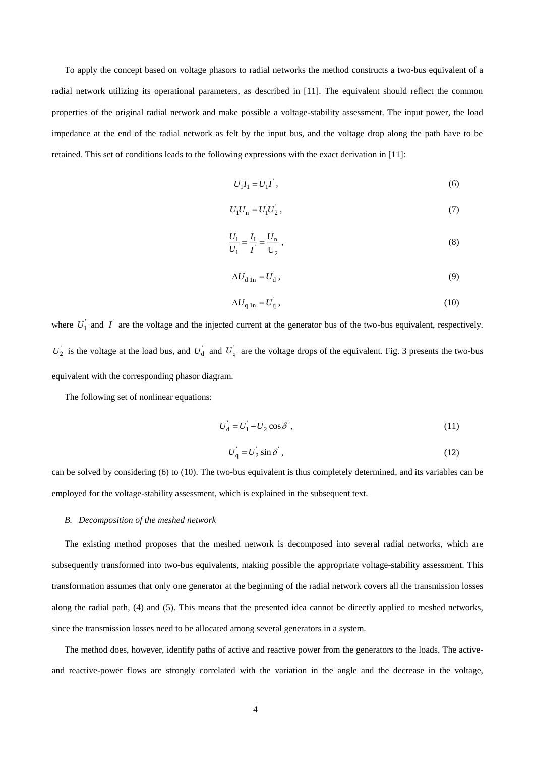To apply the concept based on voltage phasors to radial networks the method constructs a two-bus equivalent of a radial network utilizing its operational parameters, as described in [11]. The equivalent should reflect the common properties of the original radial network and make possible a voltage-stability assessment. The input power, the load impedance at the end of the radial network as felt by the input bus, and the voltage drop along the path have to be retained. This set of conditions leads to the following expressions with the exact derivation in [11]:

$$U_1 I_1 = U_1^{'} I^{'} , \tag{6}$$

$$U_1 U_{\mathrm{n}} = U_1^{'} U_2^{'} , \tag{7}$$

$$\frac{U_1^{'}}{U_1} = \frac{I_1}{I^{'}} = \frac{U_{\mathrm{n}}}{\mathrm{U}_2^{'}} , \tag{8}$$

$$\Delta U_{\mathrm{d\,1n}} = U_{\mathrm{d}}^{'} , \tag{9}$$

$$\Delta U_{\mathrm{q\,1n}} = U_{\mathrm{q}}^{'} , \tag{10}$$

where $U_1^{'}$ and $I^{'}$ are the voltage and the injected current at the generator bus of the two-bus equivalent, respectively. $U_2^{'}$ is the voltage at the load bus, and $U_{\mathrm{d}}^{'}$ and $U_{\mathrm{q}}^{'}$ are the voltage drops of the equivalent. Fig. 3 presents the two-bus equivalent with the corresponding phasor diagram.

The following set of nonlinear equations:

$$U_{\mathrm{d}}^{'} = U_1^{'} - U_2^{'} \cos \delta^{'} , \tag{11}$$

$$U_{\mathrm{q}}^{'} = U_2^{'} \sin \delta^{'} , \tag{12}$$

can be solved by considering (6) to (10). The two-bus equivalent is thus completely determined, and its variables can be employed for the voltage-stability assessment, which is explained in the subsequent text.

### *B. Decomposition of the meshed network*

The existing method proposes that the meshed network is decomposed into several radial networks, which are subsequently transformed into two-bus equivalents, making possible the appropriate voltage-stability assessment. This transformation assumes that only one generator at the beginning of the radial network covers all the transmission losses along the radial path, (4) and (5). This means that the presented idea cannot be directly applied to meshed networks, since the transmission losses need to be allocated among several generators in a system.

The method does, however, identify paths of active and reactive power from the generators to the loads. The active- and reactive-power flows are strongly correlated with the variation in the angle and the decrease in the voltage,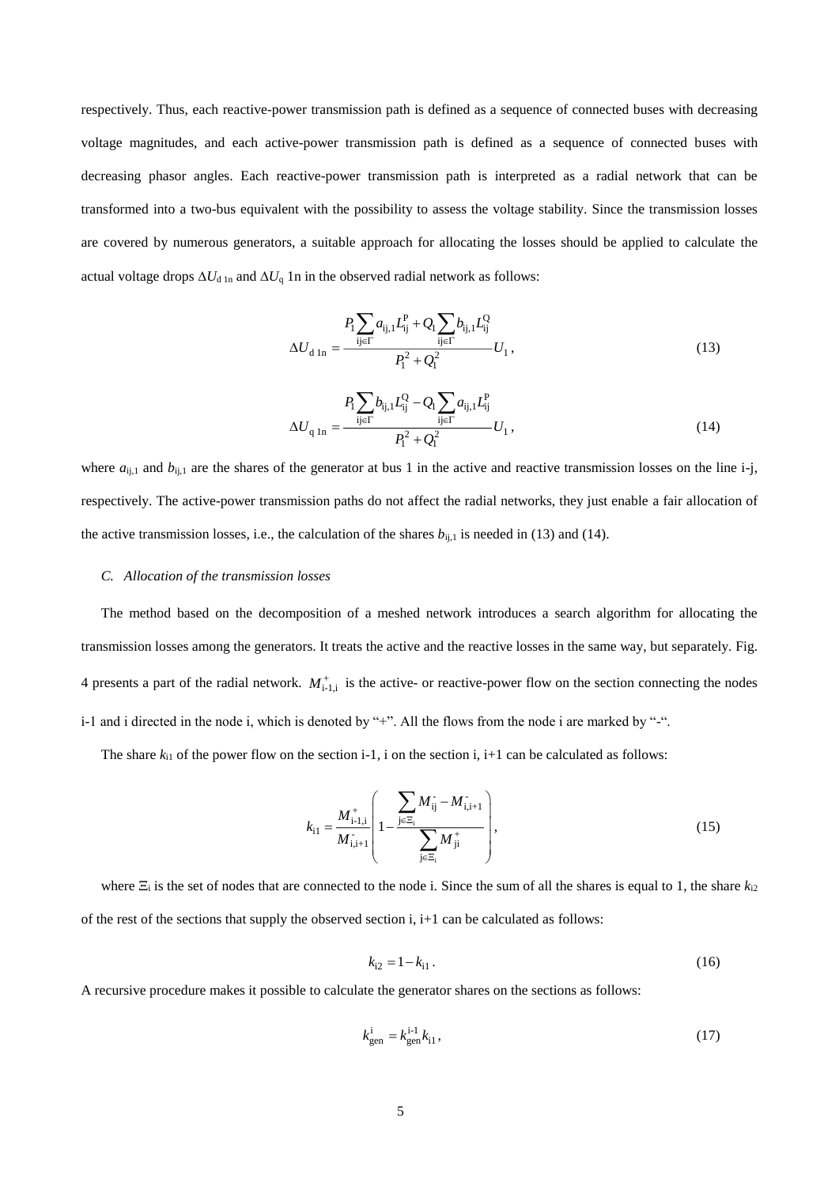respectively. Thus, each reactive-power transmission path is defined as a sequence of connected buses with decreasing voltage magnitudes, and each active-power transmission path is defined as a sequence of connected buses with decreasing phasor angles. Each reactive-power transmission path is interpreted as a radial network that can be transformed into a two-bus equivalent with the possibility to assess the voltage stability. Since the transmission losses are covered by numerous generators, a suitable approach for allocating the losses should be applied to calculate the actual voltage drops $\Delta U_{\mathrm{d\ 1n}}$ and $\Delta U_{\mathrm{q}}$ 1n in the observed radial network as follows:

$$\Delta U_{\mathrm{d\ 1n}} = \frac{P_1 \sum_{\mathrm{ij}\in\Gamma} a_{\mathrm{ij},1} L_{\mathrm{ij}}^{\mathrm{P}} + Q_1 \sum_{\mathrm{ij}\in\Gamma} b_{\mathrm{ij},1} L_{\mathrm{ij}}^{\mathrm{Q}}}{P_1^2 + Q_1^2} U_1 , \tag{13}$$

$$\Delta U_{\mathrm{q\ 1n}} = \frac{P_1 \sum_{\mathrm{ij}\in\Gamma} b_{\mathrm{ij},1} L_{\mathrm{ij}}^{\mathrm{Q}} - Q_1 \sum_{\mathrm{ij}\in\Gamma} a_{\mathrm{ij},1} L_{\mathrm{ij}}^{\mathrm{P}}}{P_1^2 + Q_1^2} U_1 , \tag{14}$$

where $a_{\mathrm{ij},1}$ and $b_{\mathrm{ij},1}$ are the shares of the generator at bus 1 in the active and reactive transmission losses on the line i-j, respectively. The active-power transmission paths do not affect the radial networks, they just enable a fair allocation of the active transmission losses, i.e., the calculation of the shares $b_{\mathrm{ij},1}$ is needed in (13) and (14).

### *C. Allocation of the transmission losses*

The method based on the decomposition of a meshed network introduces a search algorithm for allocating the transmission losses among the generators. It treats the active and the reactive losses in the same way, but separately. Fig. 4 presents a part of the radial network. $M_{\mathrm{i-1,i}}^{+}$ is the active- or reactive-power flow on the section connecting the nodes i-1 and i directed in the node i, which is denoted by "+". All the flows from the node i are marked by "-".

The share $k_{\mathrm{i1}}$ of the power flow on the section i-1, i on the section i, i+1 can be calculated as follows:

$$k_{\mathrm{i1}} = \frac{M_{\mathrm{i-1,i}}^{+}}{M_{\mathrm{i,i+1}}^{-}} \left( 1 - \frac{\sum_{\mathrm{j}\in\Xi_{\mathrm{i}}} M_{\mathrm{ij}}^{-} - M_{\mathrm{i,i+1}}^{-}}{\sum_{\mathrm{j}\in\Xi_{\mathrm{i}}} M_{\mathrm{ji}}^{+}} \right), \tag{15}$$

where $\Xi_{\mathrm{i}}$ is the set of nodes that are connected to the node i. Since the sum of all the shares is equal to 1, the share $k_{\mathrm{i2}}$ of the rest of the sections that supply the observed section i, i+1 can be calculated as follows:

$$k_{\mathrm{i2}} = 1 - k_{\mathrm{i1}} . \tag{16}$$

A recursive procedure makes it possible to calculate the generator shares on the sections as follows:

$$k_{\mathrm{gen}}^{\mathrm{i}} = k_{\mathrm{gen}}^{\mathrm{i-1}} k_{\mathrm{i1}} , \tag{17}$$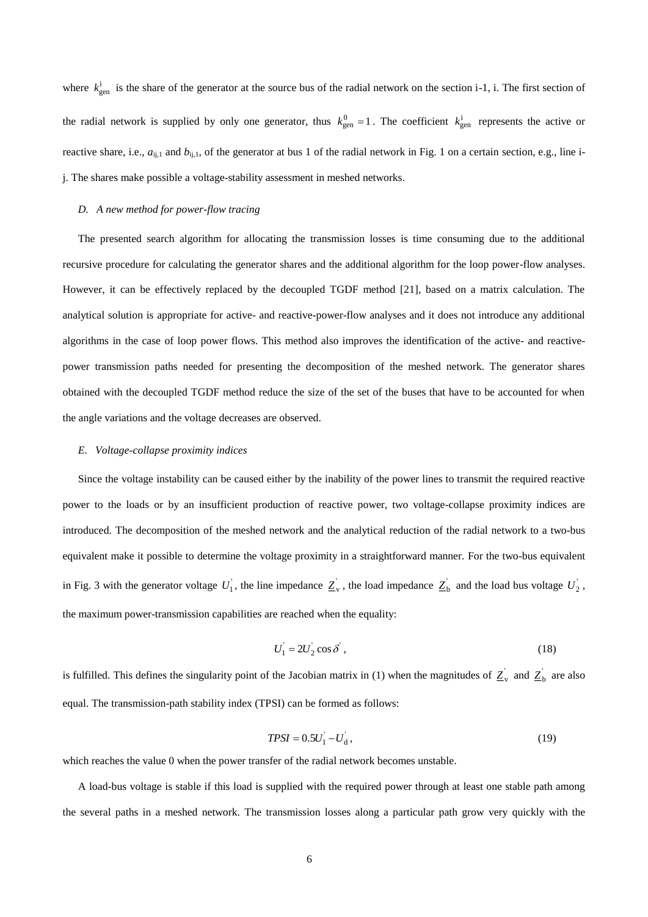where $k_{\mathrm{gen}}^{\mathrm{i}}$ is the share of the generator at the source bus of the radial network on the section i-1, i. The first section of the radial network is supplied by only one generator, thus $k_{\mathrm{gen}}^{0} = 1$. The coefficient $k_{\mathrm{gen}}^{\mathrm{i}}$ represents the active or reactive share, i.e., $a_{\mathrm{ij},1}$ and $b_{\mathrm{ij},1}$, of the generator at bus 1 of the radial network in Fig. 1 on a certain section, e.g., line i-j. The shares make possible a voltage-stability assessment in meshed networks.

### *D. A new method for power-flow tracing*

The presented search algorithm for allocating the transmission losses is time consuming due to the additional recursive procedure for calculating the generator shares and the additional algorithm for the loop power-flow analyses. However, it can be effectively replaced by the decoupled TGDF method [21], based on a matrix calculation. The analytical solution is appropriate for active- and reactive-power-flow analyses and it does not introduce any additional algorithms in the case of loop power flows. This method also improves the identification of the active- and reactive-power transmission paths needed for presenting the decomposition of the meshed network. The generator shares obtained with the decoupled TGDF method reduce the size of the set of the buses that have to be accounted for when the angle variations and the voltage decreases are observed.

### *E. Voltage-collapse proximity indices*

Since the voltage instability can be caused either by the inability of the power lines to transmit the required reactive power to the loads or by an insufficient production of reactive power, two voltage-collapse proximity indices are introduced. The decomposition of the meshed network and the analytical reduction of the radial network to a two-bus equivalent make it possible to determine the voltage proximity in a straightforward manner. For the two-bus equivalent in Fig. 3 with the generator voltage $U_1^{'}$, the line impedance $\underline{Z}_{\mathrm{v}}^{'}$, the load impedance $\underline{Z}_{\mathrm{b}}^{'}$ and the load bus voltage $U_2^{'}$, the maximum power-transmission capabilities are reached when the equality:

$$U_1^{'} = 2U_2^{'} \cos\delta^{'}, \tag{18}$$

is fulfilled. This defines the singularity point of the Jacobian matrix in (1) when the magnitudes of $\underline{Z}_{\mathrm{v}}^{'}$ and $\underline{Z}_{\mathrm{b}}^{'}$ are also equal. The transmission-path stability index (TPSI) can be formed as follows:

$$TPSI = 0.5U_1^{'} - U_{\mathrm{d}}^{'}, \tag{19}$$

which reaches the value 0 when the power transfer of the radial network becomes unstable.

A load-bus voltage is stable if this load is supplied with the required power through at least one stable path among the several paths in a meshed network. The transmission losses along a particular path grow very quickly with the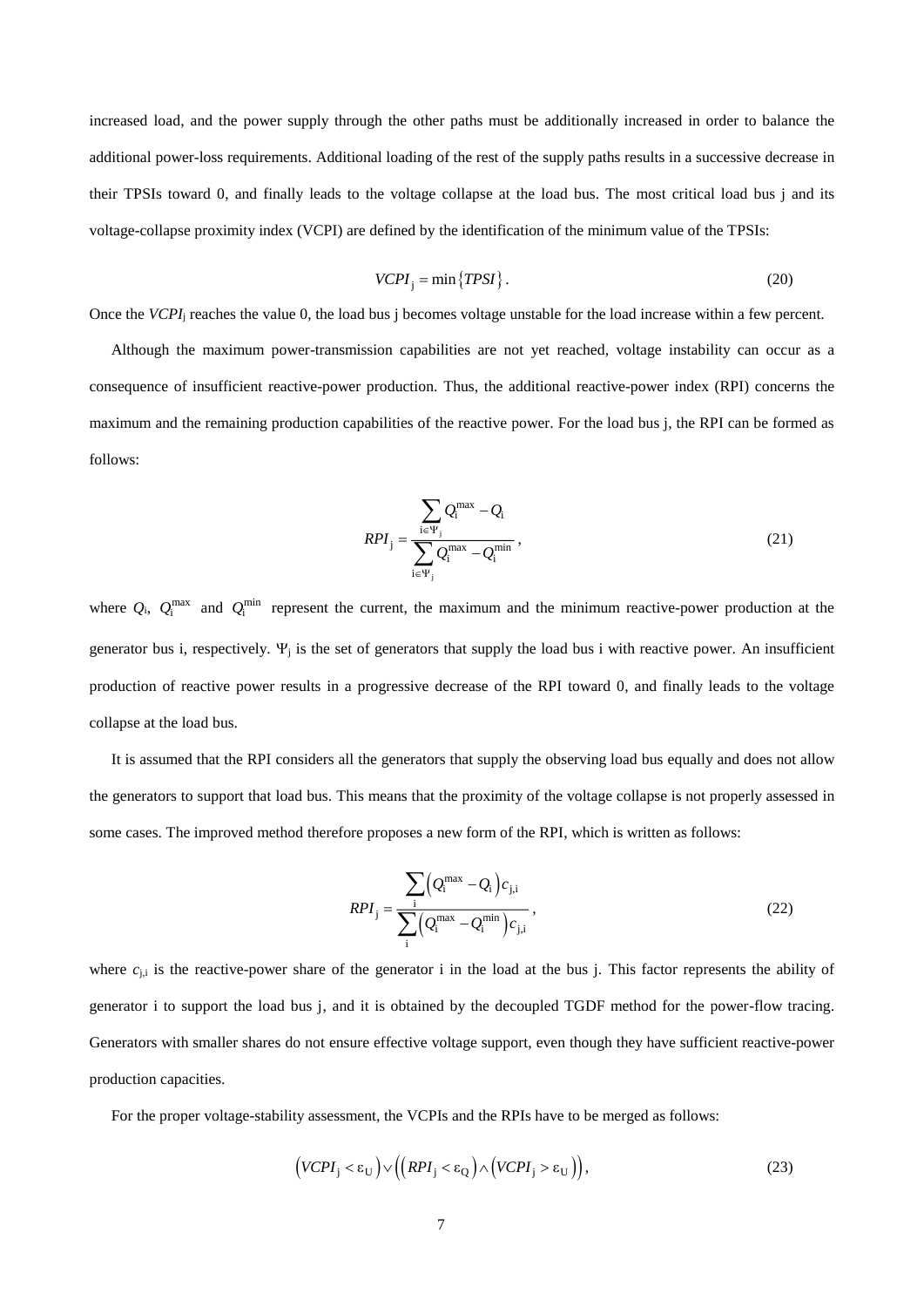increased load, and the power supply through the other paths must be additionally increased in order to balance the additional power-loss requirements. Additional loading of the rest of the supply paths results in a successive decrease in their TPSIs toward 0, and finally leads to the voltage collapse at the load bus. The most critical load bus j and its voltage-collapse proximity index (VCPI) are defined by the identification of the minimum value of the TPSIs:

$$VCPI_{\mathrm{j}} = \min\{TPSI\}. \tag{20}$$

Once the $VCPI_{\mathrm{j}}$ reaches the value 0, the load bus j becomes voltage unstable for the load increase within a few percent.

Although the maximum power-transmission capabilities are not yet reached, voltage instability can occur as a consequence of insufficient reactive-power production. Thus, the additional reactive-power index (RPI) concerns the maximum and the remaining production capabilities of the reactive power. For the load bus j, the RPI can be formed as follows:

$$RPI_{\mathrm{j}} = \frac{\sum_{\mathrm{i}\in\Psi_{\mathrm{j}}} Q_{\mathrm{i}}^{\max} - Q_{\mathrm{i}}}{\sum_{\mathrm{i}\in\Psi_{\mathrm{j}}} Q_{\mathrm{i}}^{\max} - Q_{\mathrm{i}}^{\min}}, \tag{21}$$

where $Q_{\mathrm{i}}$, $Q_{\mathrm{i}}^{\max}$ and $Q_{\mathrm{i}}^{\min}$ represent the current, the maximum and the minimum reactive-power production at the generator bus i, respectively. $\Psi_{\mathrm{j}}$ is the set of generators that supply the load bus i with reactive power. An insufficient production of reactive power results in a progressive decrease of the RPI toward 0, and finally leads to the voltage collapse at the load bus.

It is assumed that the RPI considers all the generators that supply the observing load bus equally and does not allow the generators to support that load bus. This means that the proximity of the voltage collapse is not properly assessed in some cases. The improved method therefore proposes a new form of the RPI, which is written as follows:

$$RPI_{\mathrm{j}} = \frac{\sum_{\mathrm{i}} \left(Q_{\mathrm{i}}^{\max} - Q_{\mathrm{i}}\right) c_{\mathrm{j,i}}}{\sum_{\mathrm{i}} \left(Q_{\mathrm{i}}^{\max} - Q_{\mathrm{i}}^{\min}\right) c_{\mathrm{j,i}}}, \tag{22}$$

where $c_{\mathrm{j,i}}$ is the reactive-power share of the generator i in the load at the bus j. This factor represents the ability of generator i to support the load bus j, and it is obtained by the decoupled TGDF method for the power-flow tracing. Generators with smaller shares do not ensure effective voltage support, even though they have sufficient reactive-power production capacities.

For the proper voltage-stability assessment, the VCPIs and the RPIs have to be merged as follows:

$$\left(VCPI_{\mathrm{j}} < \varepsilon_{\mathrm{U}}\right) \vee \left(\left(RPI_{\mathrm{j}} < \varepsilon_{\mathrm{Q}}\right) \wedge \left(VCPI_{\mathrm{j}} > \varepsilon_{\mathrm{U}}\right)\right), \tag{23}$$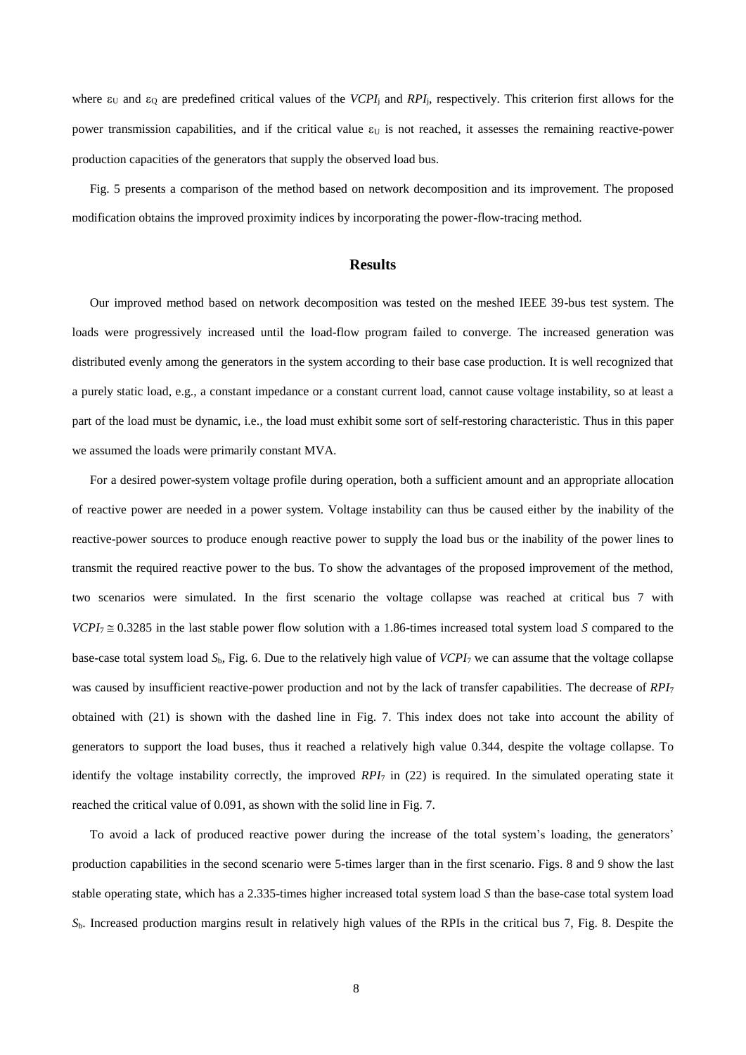where $\varepsilon_U$ and $\varepsilon_Q$ are predefined critical values of the $VCPI_j$ and $RPI_j$, respectively. This criterion first allows for the power transmission capabilities, and if the critical value $\varepsilon_U$ is not reached, it assesses the remaining reactive-power production capacities of the generators that supply the observed load bus.

Fig. 5 presents a comparison of the method based on network decomposition and its improvement. The proposed modification obtains the improved proximity indices by incorporating the power-flow-tracing method.

## Results

Our improved method based on network decomposition was tested on the meshed IEEE 39-bus test system. The loads were progressively increased until the load-flow program failed to converge. The increased generation was distributed evenly among the generators in the system according to their base case production. It is well recognized that a purely static load, e.g., a constant impedance or a constant current load, cannot cause voltage instability, so at least a part of the load must be dynamic, i.e., the load must exhibit some sort of self-restoring characteristic. Thus in this paper we assumed the loads were primarily constant MVA.

For a desired power-system voltage profile during operation, both a sufficient amount and an appropriate allocation of reactive power are needed in a power system. Voltage instability can thus be caused either by the inability of the reactive-power sources to produce enough reactive power to supply the load bus or the inability of the power lines to transmit the required reactive power to the bus. To show the advantages of the proposed improvement of the method, two scenarios were simulated. In the first scenario the voltage collapse was reached at critical bus 7 with $VCPI_7 \cong 0.3285$ in the last stable power flow solution with a 1.86-times increased total system load $S$ compared to the base-case total system load $S_b$, Fig. 6. Due to the relatively high value of $VCPI_7$ we can assume that the voltage collapse was caused by insufficient reactive-power production and not by the lack of transfer capabilities. The decrease of $RPI_7$ obtained with (21) is shown with the dashed line in Fig. 7. This index does not take into account the ability of generators to support the load buses, thus it reached a relatively high value 0.344, despite the voltage collapse. To identify the voltage instability correctly, the improved $RPI_7$ in (22) is required. In the simulated operating state it reached the critical value of 0.091, as shown with the solid line in Fig. 7.

To avoid a lack of produced reactive power during the increase of the total system's loading, the generators' production capabilities in the second scenario were 5-times larger than in the first scenario. Figs. 8 and 9 show the last stable operating state, which has a 2.335-times higher increased total system load $S$ than the base-case total system load $S_b$. Increased production margins result in relatively high values of the RPIs in the critical bus 7, Fig. 8. Despite the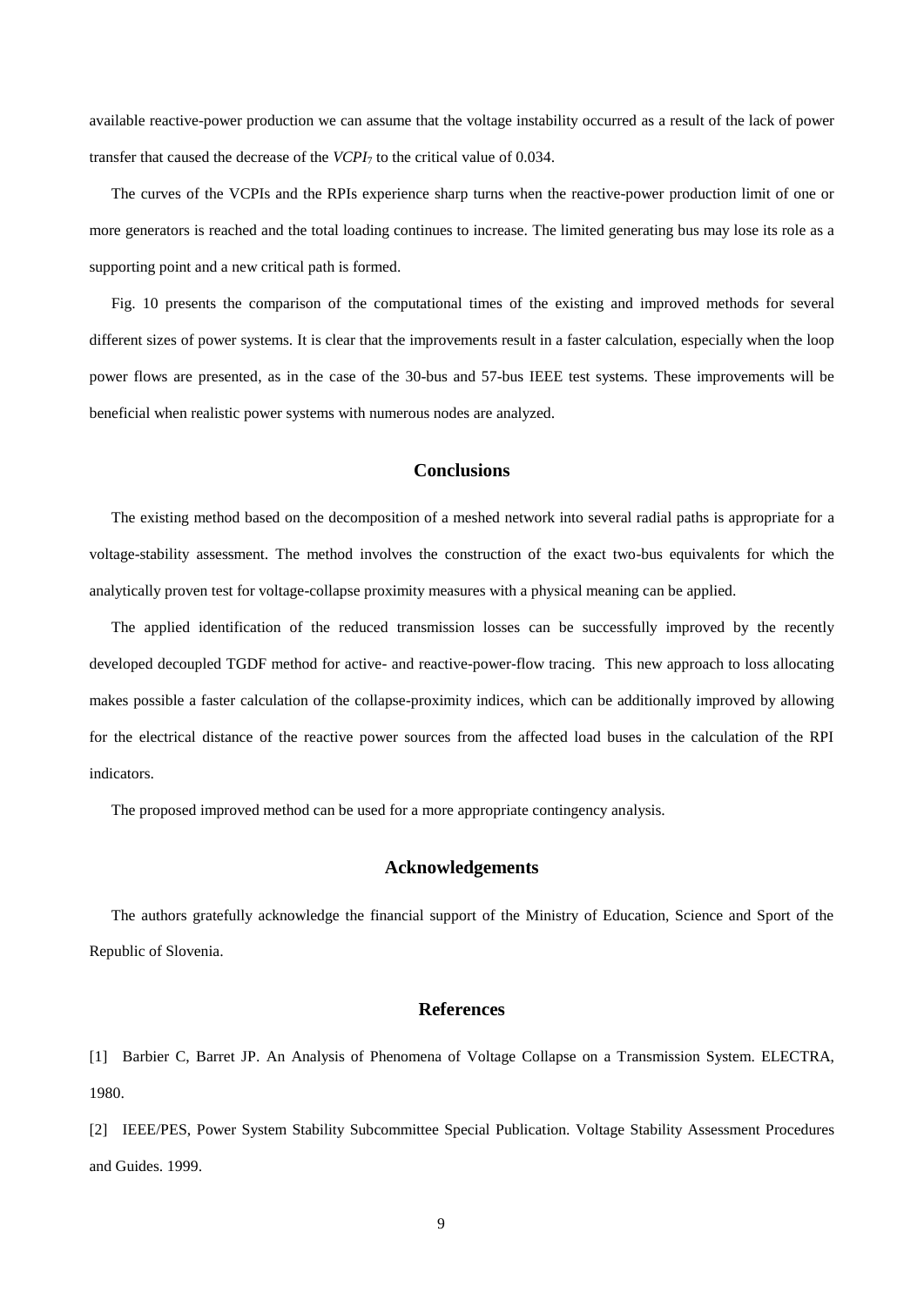available reactive-power production we can assume that the voltage instability occurred as a result of the lack of power transfer that caused the decrease of the $VCPI_7$ to the critical value of 0.034.

The curves of the VCPIs and the RPIs experience sharp turns when the reactive-power production limit of one or more generators is reached and the total loading continues to increase. The limited generating bus may lose its role as a supporting point and a new critical path is formed.

Fig. 10 presents the comparison of the computational times of the existing and improved methods for several different sizes of power systems. It is clear that the improvements result in a faster calculation, especially when the loop power flows are presented, as in the case of the 30-bus and 57-bus IEEE test systems. These improvements will be beneficial when realistic power systems with numerous nodes are analyzed.

## Conclusions

The existing method based on the decomposition of a meshed network into several radial paths is appropriate for a voltage-stability assessment. The method involves the construction of the exact two-bus equivalents for which the analytically proven test for voltage-collapse proximity measures with a physical meaning can be applied.

The applied identification of the reduced transmission losses can be successfully improved by the recently developed decoupled TGDF method for active- and reactive-power-flow tracing. This new approach to loss allocating makes possible a faster calculation of the collapse-proximity indices, which can be additionally improved by allowing for the electrical distance of the reactive power sources from the affected load buses in the calculation of the RPI indicators.

The proposed improved method can be used for a more appropriate contingency analysis.

## Acknowledgements

The authors gratefully acknowledge the financial support of the Ministry of Education, Science and Sport of the Republic of Slovenia.

## References

[1] Barbier C, Barret JP. An Analysis of Phenomena of Voltage Collapse on a Transmission System. ELECTRA, 1980.

[2] IEEE/PES, Power System Stability Subcommittee Special Publication. Voltage Stability Assessment Procedures and Guides. 1999.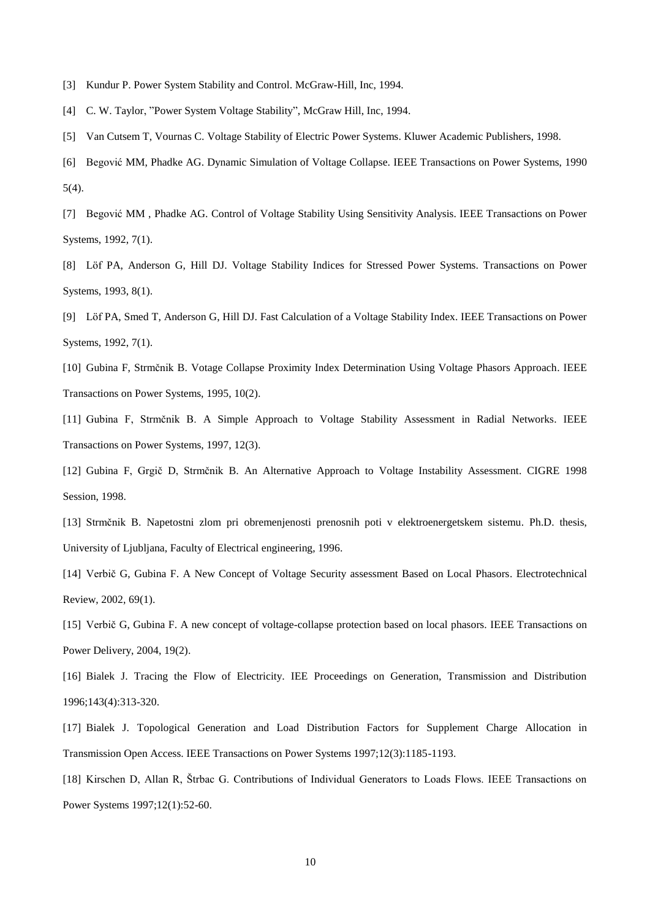[3] Kundur P. Power System Stability and Control. McGraw-Hill, Inc, 1994.

[4] C. W. Taylor, ”Power System Voltage Stability”, McGraw Hill, Inc, 1994.

[5] Van Cutsem T, Vournas C. Voltage Stability of Electric Power Systems. Kluwer Academic Publishers, 1998.

[6] Begović MM, Phadke AG. Dynamic Simulation of Voltage Collapse. IEEE Transactions on Power Systems, 1990 5(4).

[7] Begović MM , Phadke AG. Control of Voltage Stability Using Sensitivity Analysis. IEEE Transactions on Power Systems, 1992, 7(1).

[8] Löf PA, Anderson G, Hill DJ. Voltage Stability Indices for Stressed Power Systems. Transactions on Power Systems, 1993, 8(1).

[9] Löf PA, Smed T, Anderson G, Hill DJ. Fast Calculation of a Voltage Stability Index. IEEE Transactions on Power Systems, 1992, 7(1).

[10] Gubina F, Strmčnik B. Votage Collapse Proximity Index Determination Using Voltage Phasors Approach. IEEE Transactions on Power Systems, 1995, 10(2).

[11] Gubina F, Strmčnik B. A Simple Approach to Voltage Stability Assessment in Radial Networks. IEEE Transactions on Power Systems, 1997, 12(3).

[12] Gubina F, Grgič D, Strmčnik B. An Alternative Approach to Voltage Instability Assessment. CIGRE 1998 Session, 1998.

[13] Strmčnik B. Napetostni zlom pri obremenjenosti prenosnih poti v elektroenergetskem sistemu. Ph.D. thesis, University of Ljubljana, Faculty of Electrical engineering, 1996.

[14] Verbič G, Gubina F. A New Concept of Voltage Security assessment Based on Local Phasors. Electrotechnical Review, 2002, 69(1).

[15] Verbič G, Gubina F. A new concept of voltage-collapse protection based on local phasors. IEEE Transactions on Power Delivery, 2004, 19(2).

[16] Bialek J. Tracing the Flow of Electricity. IEE Proceedings on Generation, Transmission and Distribution 1996;143(4):313-320.

[17] Bialek J. Topological Generation and Load Distribution Factors for Supplement Charge Allocation in Transmission Open Access. IEEE Transactions on Power Systems 1997;12(3):1185-1193.

[18] Kirschen D, Allan R, Štrbac G. Contributions of Individual Generators to Loads Flows. IEEE Transactions on Power Systems 1997;12(1):52-60.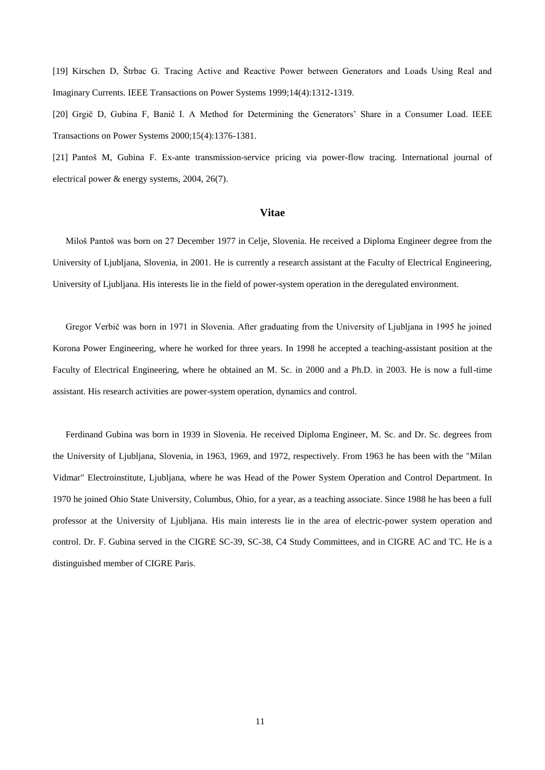[19] Kirschen D, Štrbac G. Tracing Active and Reactive Power between Generators and Loads Using Real and Imaginary Currents. IEEE Transactions on Power Systems 1999;14(4):1312-1319.

[20] Grgič D, Gubina F, Banič I. A Method for Determining the Generators' Share in a Consumer Load. IEEE Transactions on Power Systems 2000;15(4):1376-1381.

[21] Pantoš M, Gubina F. Ex-ante transmission-service pricing via power-flow tracing. International journal of electrical power & energy systems, 2004, 26(7).

## Vitae

Miloš Pantoš was born on 27 December 1977 in Celje, Slovenia. He received a Diploma Engineer degree from the University of Ljubljana, Slovenia, in 2001. He is currently a research assistant at the Faculty of Electrical Engineering, University of Ljubljana. His interests lie in the field of power-system operation in the deregulated environment.

Gregor Verbič was born in 1971 in Slovenia. After graduating from the University of Ljubljana in 1995 he joined Korona Power Engineering, where he worked for three years. In 1998 he accepted a teaching-assistant position at the Faculty of Electrical Engineering, where he obtained an M. Sc. in 2000 and a Ph.D. in 2003. He is now a full-time assistant. His research activities are power-system operation, dynamics and control.

Ferdinand Gubina was born in 1939 in Slovenia. He received Diploma Engineer, M. Sc. and Dr. Sc. degrees from the University of Ljubljana, Slovenia, in 1963, 1969, and 1972, respectively. From 1963 he has been with the "Milan Vidmar" Electroinstitute, Ljubljana, where he was Head of the Power System Operation and Control Department. In 1970 he joined Ohio State University, Columbus, Ohio, for a year, as a teaching associate. Since 1988 he has been a full professor at the University of Ljubljana. His main interests lie in the area of electric-power system operation and control. Dr. F. Gubina served in the CIGRE SC-39, SC-38, C4 Study Committees, and in CIGRE AC and TC. He is a distinguished member of CIGRE Paris.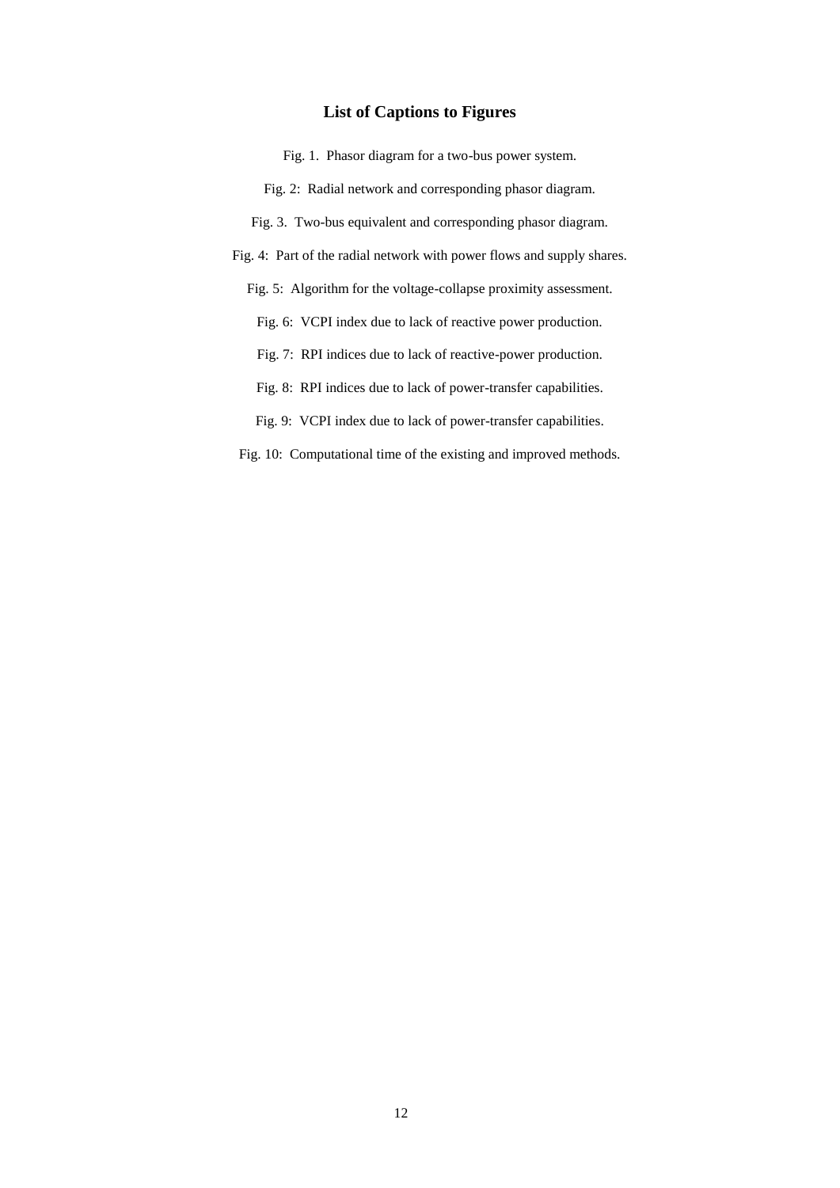## List of Captions to Figures

Fig. 1. Phasor diagram for a two-bus power system.

Fig. 2: Radial network and corresponding phasor diagram.

Fig. 3. Two-bus equivalent and corresponding phasor diagram.

Fig. 4: Part of the radial network with power flows and supply shares.

Fig. 5: Algorithm for the voltage-collapse proximity assessment.

Fig. 6: VCPI index due to lack of reactive power production.

Fig. 7: RPI indices due to lack of reactive-power production.

Fig. 8: RPI indices due to lack of power-transfer capabilities.

Fig. 9: VCPI index due to lack of power-transfer capabilities.

Fig. 10: Computational time of the existing and improved methods.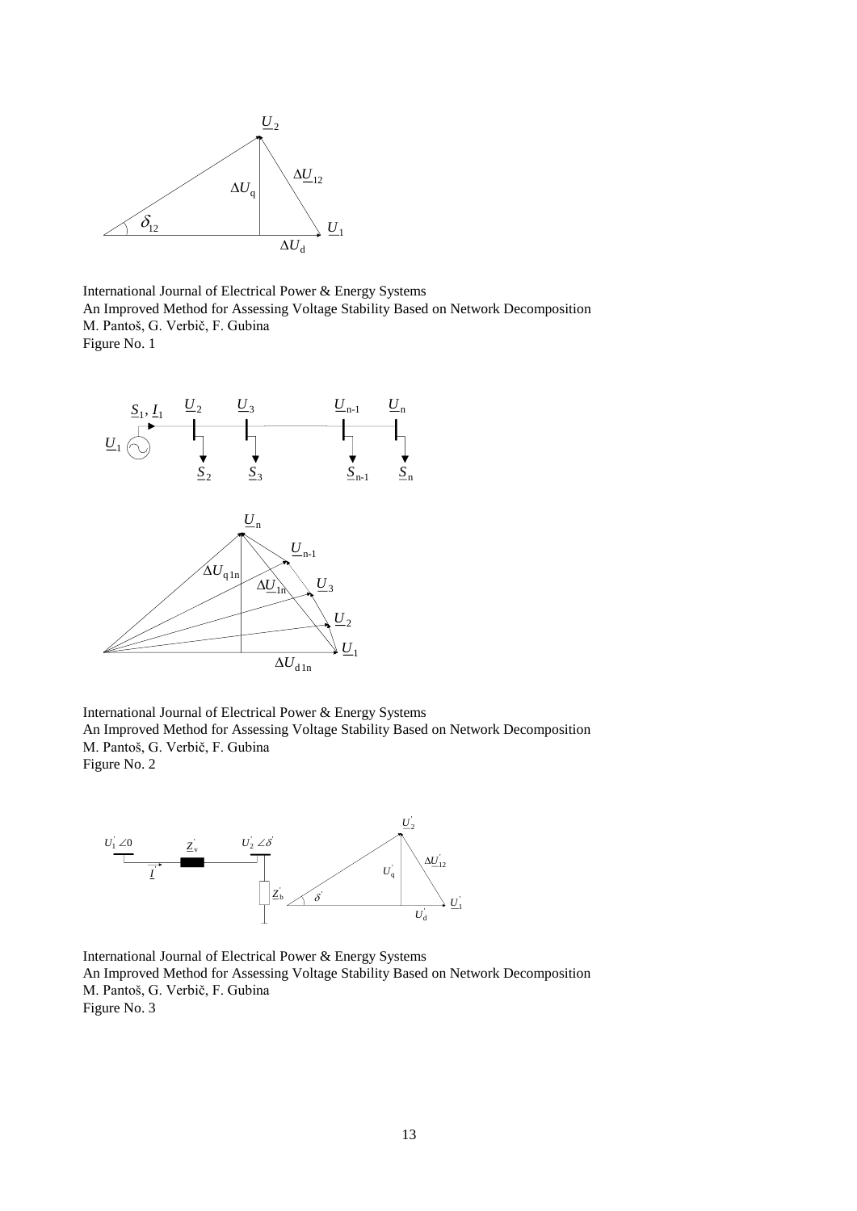International Journal of Electrical Power & Energy Systems
An Improved Method for Assessing Voltage Stability Based on Network Decomposition
M. Pantoš, G. Verbič, F. Gubina
Figure No. 1

International Journal of Electrical Power & Energy Systems
An Improved Method for Assessing Voltage Stability Based on Network Decomposition
M. Pantoš, G. Verbič, F. Gubina
Figure No. 2

International Journal of Electrical Power & Energy Systems
An Improved Method for Assessing Voltage Stability Based on Network Decomposition
M. Pantoš, G. Verbič, F. Gubina
Figure No. 3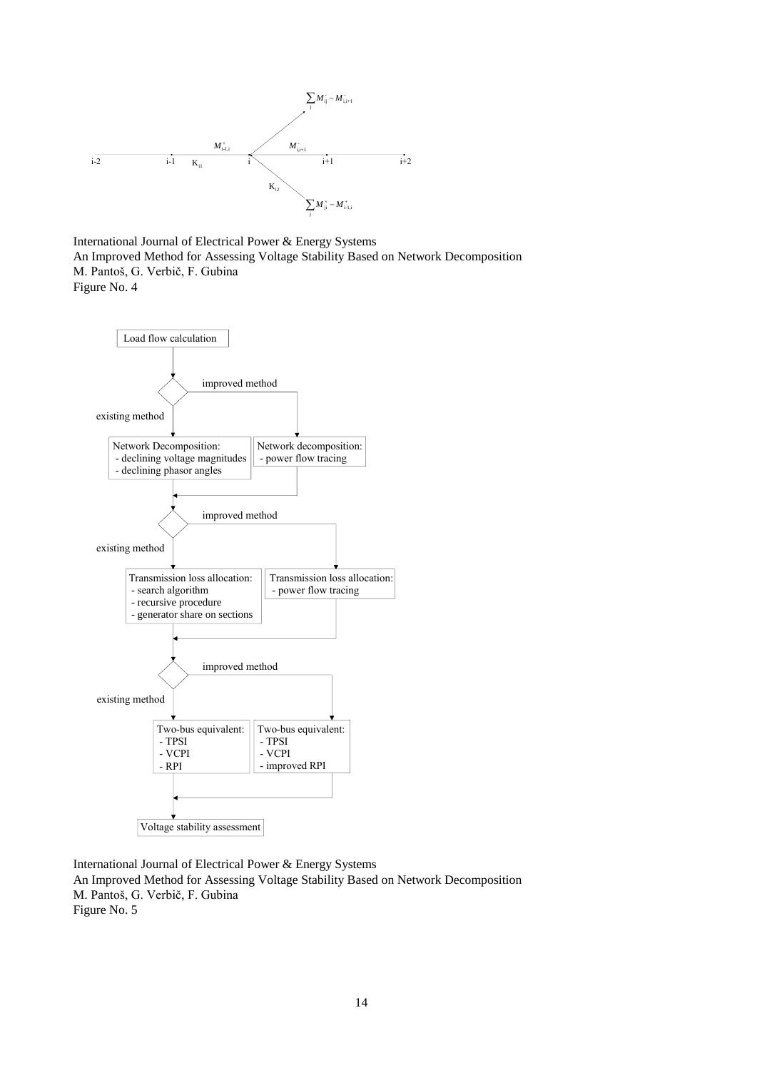International Journal of Electrical Power & Energy Systems
An Improved Method for Assessing Voltage Stability Based on Network Decomposition
M. Pantoš, G. Verbič, F. Gubina
Figure No. 4

International Journal of Electrical Power & Energy Systems
An Improved Method for Assessing Voltage Stability Based on Network Decomposition
M. Pantoš, G. Verbič, F. Gubina
Figure No. 5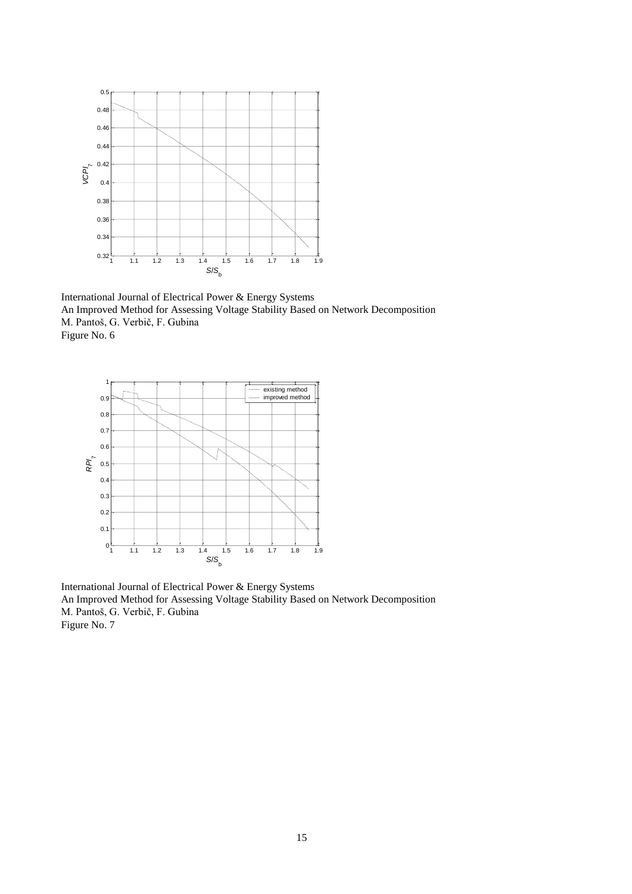International Journal of Electrical Power & Energy Systems
An Improved Method for Assessing Voltage Stability Based on Network Decomposition
M. Pantoš, G. Verbič, F. Gubina
Figure No. 6

International Journal of Electrical Power & Energy Systems
An Improved Method for Assessing Voltage Stability Based on Network Decomposition
M. Pantoš, G. Verbič, F. Gubina
Figure No. 7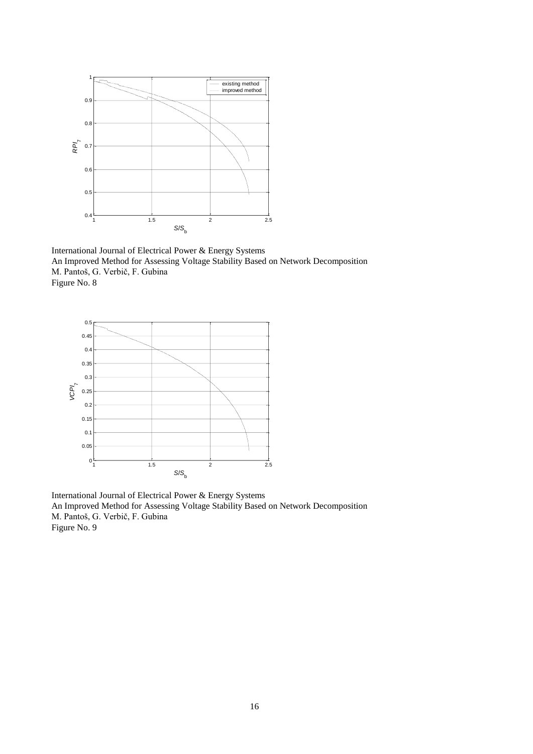International Journal of Electrical Power & Energy Systems
An Improved Method for Assessing Voltage Stability Based on Network Decomposition
M. Pantoš, G. Verbič, F. Gubina
Figure No. 8

International Journal of Electrical Power & Energy Systems
An Improved Method for Assessing Voltage Stability Based on Network Decomposition
M. Pantoš, G. Verbič, F. Gubina
Figure No. 9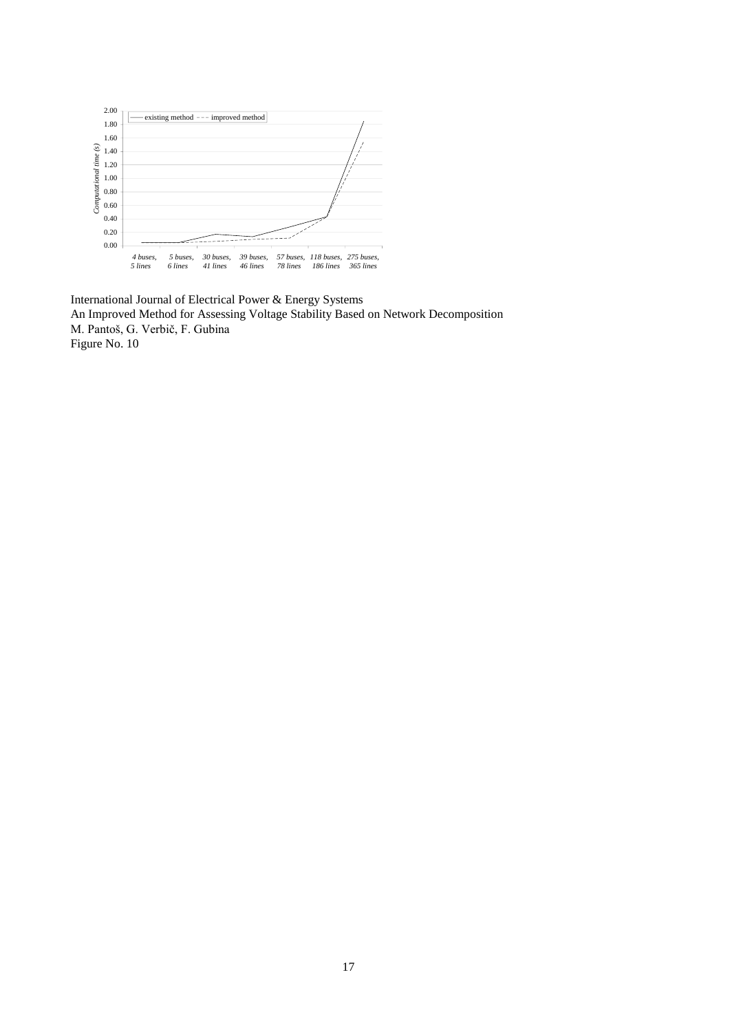2.00
1.80
1.60
1.40
1.20
1.00
0.80
0.60
0.40
0.20
0.00

*Computational time (s)*

existing method
improved method

*4 buses, 5 lines*
*5 buses, 6 lines*
*30 buses, 41 lines*
*39 buses, 46 lines*
*57 buses, 78 lines*
*118 buses, 186 lines*
*275 buses, 365 lines*

International Journal of Electrical Power & Energy Systems
An Improved Method for Assessing Voltage Stability Based on Network Decomposition
M. Pantoš, G. Verbič, F. Gubina
Figure No. 10